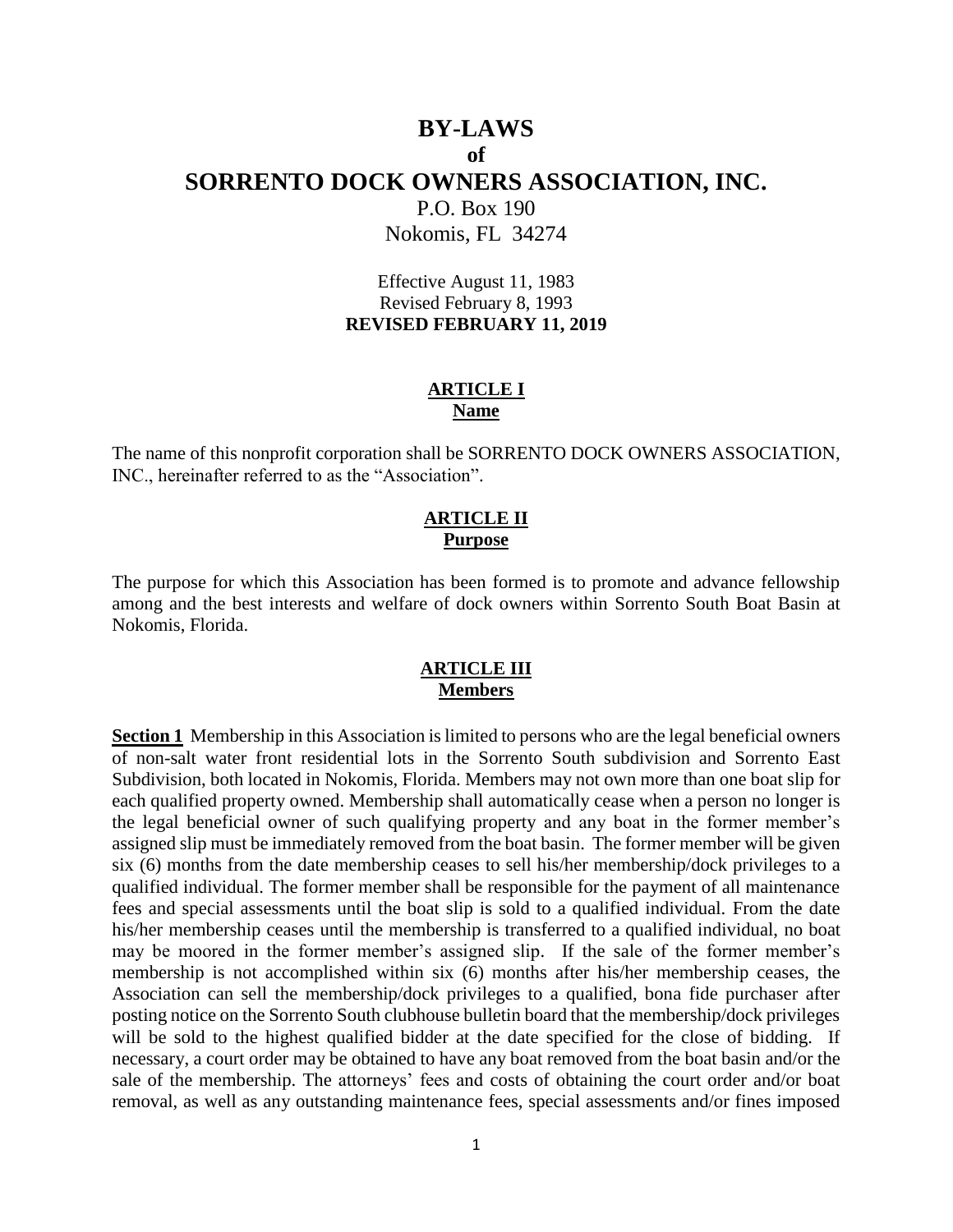# BY-LAWS

## of

# SORRENTO DOCK OWNERS ASSOCIATION, INC.

P.O. Box 190
Nokomis, FL 34274

Effective August 11, 1983
Revised February 8, 1993
**REVISED FEBRUARY 11, 2019**

## ARTICLE I
## Name

The name of this nonprofit corporation shall be SORRENTO DOCK OWNERS ASSOCIATION, INC., hereinafter referred to as the "Association".

## ARTICLE II
## Purpose

The purpose for which this Association has been formed is to promote and advance fellowship among and the best interests and welfare of dock owners within Sorrento South Boat Basin at Nokomis, Florida.

## ARTICLE III
## Members

**Section 1** Membership in this Association is limited to persons who are the legal beneficial owners of non-salt water front residential lots in the Sorrento South subdivision and Sorrento East Subdivision, both located in Nokomis, Florida. Members may not own more than one boat slip for each qualified property owned. Membership shall automatically cease when a person no longer is the legal beneficial owner of such qualifying property and any boat in the former member's assigned slip must be immediately removed from the boat basin. The former member will be given six (6) months from the date membership ceases to sell his/her membership/dock privileges to a qualified individual. The former member shall be responsible for the payment of all maintenance fees and special assessments until the boat slip is sold to a qualified individual. From the date his/her membership ceases until the membership is transferred to a qualified individual, no boat may be moored in the former member's assigned slip. If the sale of the former member's membership is not accomplished within six (6) months after his/her membership ceases, the Association can sell the membership/dock privileges to a qualified, bona fide purchaser after posting notice on the Sorrento South clubhouse bulletin board that the membership/dock privileges will be sold to the highest qualified bidder at the date specified for the close of bidding. If necessary, a court order may be obtained to have any boat removed from the boat basin and/or the sale of the membership. The attorneys' fees and costs of obtaining the court order and/or boat removal, as well as any outstanding maintenance fees, special assessments and/or fines imposed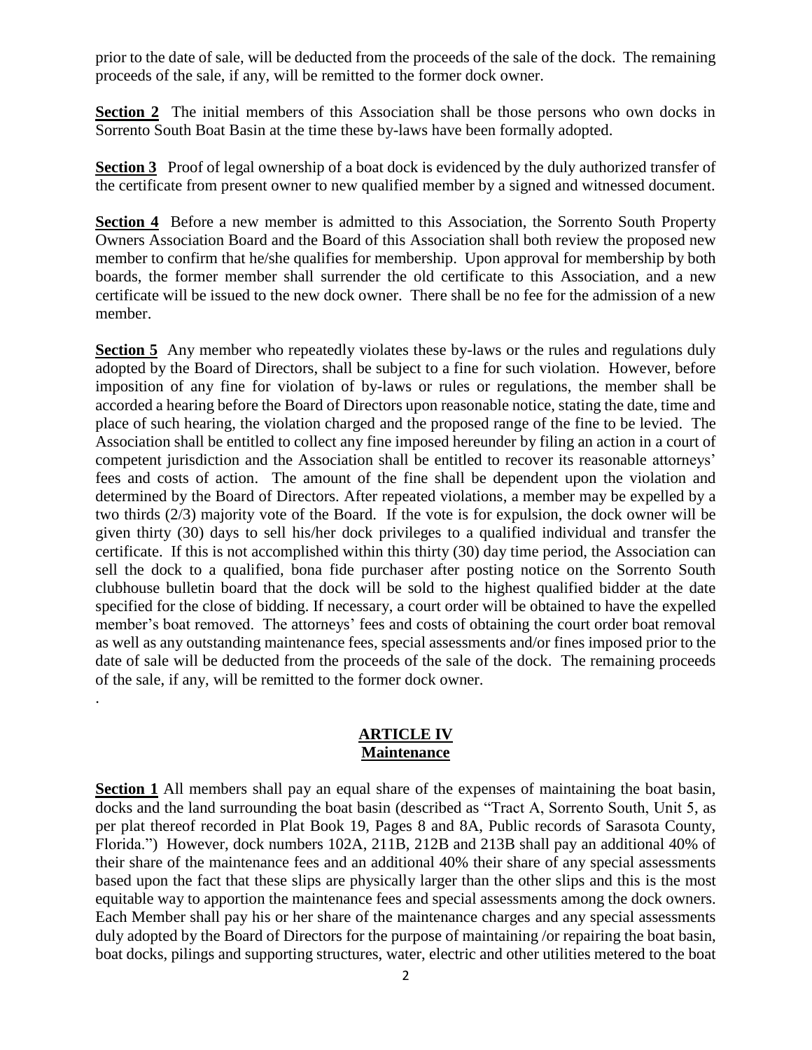prior to the date of sale, will be deducted from the proceeds of the sale of the dock. The remaining proceeds of the sale, if any, will be remitted to the former dock owner.

**Section 2** The initial members of this Association shall be those persons who own docks in Sorrento South Boat Basin at the time these by-laws have been formally adopted.

**Section 3** Proof of legal ownership of a boat dock is evidenced by the duly authorized transfer of the certificate from present owner to new qualified member by a signed and witnessed document.

**Section 4** Before a new member is admitted to this Association, the Sorrento South Property Owners Association Board and the Board of this Association shall both review the proposed new member to confirm that he/she qualifies for membership. Upon approval for membership by both boards, the former member shall surrender the old certificate to this Association, and a new certificate will be issued to the new dock owner. There shall be no fee for the admission of a new member.

**Section 5** Any member who repeatedly violates these by-laws or the rules and regulations duly adopted by the Board of Directors, shall be subject to a fine for such violation. However, before imposition of any fine for violation of by-laws or rules or regulations, the member shall be accorded a hearing before the Board of Directors upon reasonable notice, stating the date, time and place of such hearing, the violation charged and the proposed range of the fine to be levied. The Association shall be entitled to collect any fine imposed hereunder by filing an action in a court of competent jurisdiction and the Association shall be entitled to recover its reasonable attorneys' fees and costs of action. The amount of the fine shall be dependent upon the violation and determined by the Board of Directors. After repeated violations, a member may be expelled by a two thirds (2/3) majority vote of the Board. If the vote is for expulsion, the dock owner will be given thirty (30) days to sell his/her dock privileges to a qualified individual and transfer the certificate. If this is not accomplished within this thirty (30) day time period, the Association can sell the dock to a qualified, bona fide purchaser after posting notice on the Sorrento South clubhouse bulletin board that the dock will be sold to the highest qualified bidder at the date specified for the close of bidding. If necessary, a court order will be obtained to have the expelled member's boat removed. The attorneys' fees and costs of obtaining the court order boat removal as well as any outstanding maintenance fees, special assessments and/or fines imposed prior to the date of sale will be deducted from the proceeds of the sale of the dock. The remaining proceeds of the sale, if any, will be remitted to the former dock owner.

.

## ARTICLE IV
## Maintenance

**Section 1** All members shall pay an equal share of the expenses of maintaining the boat basin, docks and the land surrounding the boat basin (described as "Tract A, Sorrento South, Unit 5, as per plat thereof recorded in Plat Book 19, Pages 8 and 8A, Public records of Sarasota County, Florida.") However, dock numbers 102A, 211B, 212B and 213B shall pay an additional 40% of their share of the maintenance fees and an additional 40% their share of any special assessments based upon the fact that these slips are physically larger than the other slips and this is the most equitable way to apportion the maintenance fees and special assessments among the dock owners. Each Member shall pay his or her share of the maintenance charges and any special assessments duly adopted by the Board of Directors for the purpose of maintaining /or repairing the boat basin, boat docks, pilings and supporting structures, water, electric and other utilities metered to the boat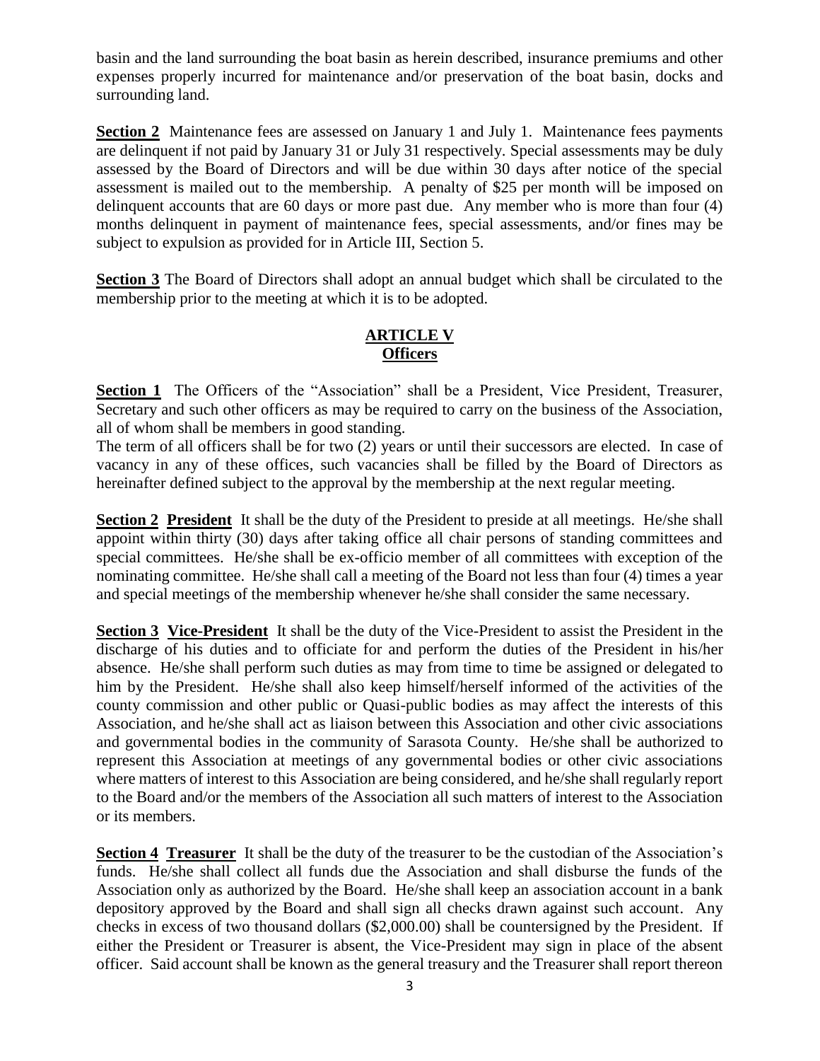basin and the land surrounding the boat basin as herein described, insurance premiums and other expenses properly incurred for maintenance and/or preservation of the boat basin, docks and surrounding land.

**Section 2** Maintenance fees are assessed on January 1 and July 1. Maintenance fees payments are delinquent if not paid by January 31 or July 31 respectively. Special assessments may be duly assessed by the Board of Directors and will be due within 30 days after notice of the special assessment is mailed out to the membership. A penalty of $25 per month will be imposed on delinquent accounts that are 60 days or more past due. Any member who is more than four (4) months delinquent in payment of maintenance fees, special assessments, and/or fines may be subject to expulsion as provided for in Article III, Section 5.

**Section 3** The Board of Directors shall adopt an annual budget which shall be circulated to the membership prior to the meeting at which it is to be adopted.

## ARTICLE V
## Officers

**Section 1** The Officers of the "Association" shall be a President, Vice President, Treasurer, Secretary and such other officers as may be required to carry on the business of the Association, all of whom shall be members in good standing.

The term of all officers shall be for two (2) years or until their successors are elected. In case of vacancy in any of these offices, such vacancies shall be filled by the Board of Directors as hereinafter defined subject to the approval by the membership at the next regular meeting.

**Section 2 President** It shall be the duty of the President to preside at all meetings. He/she shall appoint within thirty (30) days after taking office all chair persons of standing committees and special committees. He/she shall be ex-officio member of all committees with exception of the nominating committee. He/she shall call a meeting of the Board not less than four (4) times a year and special meetings of the membership whenever he/she shall consider the same necessary.

**Section 3 Vice-President** It shall be the duty of the Vice-President to assist the President in the discharge of his duties and to officiate for and perform the duties of the President in his/her absence. He/she shall perform such duties as may from time to time be assigned or delegated to him by the President. He/she shall also keep himself/herself informed of the activities of the county commission and other public or Quasi-public bodies as may affect the interests of this Association, and he/she shall act as liaison between this Association and other civic associations and governmental bodies in the community of Sarasota County. He/she shall be authorized to represent this Association at meetings of any governmental bodies or other civic associations where matters of interest to this Association are being considered, and he/she shall regularly report to the Board and/or the members of the Association all such matters of interest to the Association or its members.

**Section 4 Treasurer** It shall be the duty of the treasurer to be the custodian of the Association's funds. He/she shall collect all funds due the Association and shall disburse the funds of the Association only as authorized by the Board. He/she shall keep an association account in a bank depository approved by the Board and shall sign all checks drawn against such account. Any checks in excess of two thousand dollars ($2,000.00) shall be countersigned by the President. If either the President or Treasurer is absent, the Vice-President may sign in place of the absent officer. Said account shall be known as the general treasury and the Treasurer shall report thereon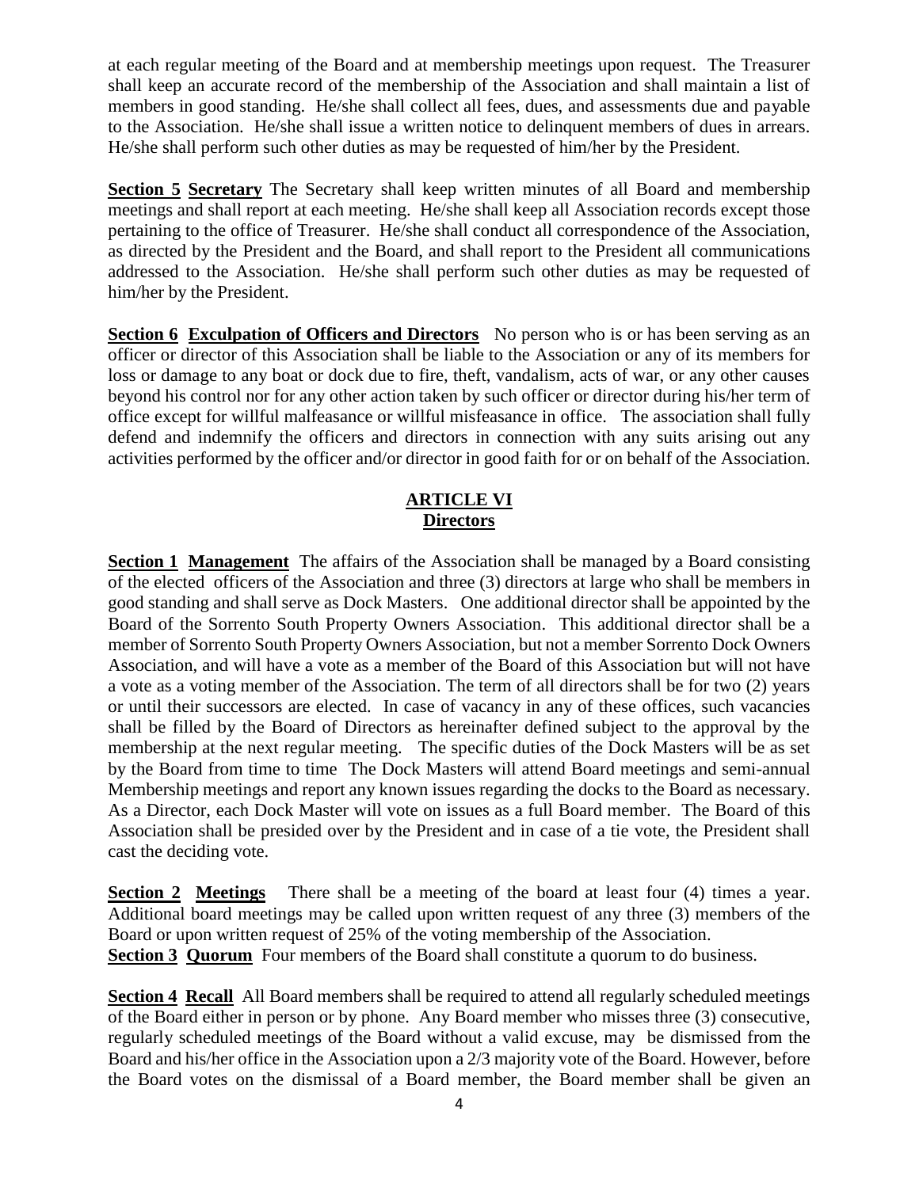at each regular meeting of the Board and at membership meetings upon request. The Treasurer shall keep an accurate record of the membership of the Association and shall maintain a list of members in good standing. He/she shall collect all fees, dues, and assessments due and payable to the Association. He/she shall issue a written notice to delinquent members of dues in arrears. He/she shall perform such other duties as may be requested of him/her by the President.

**Section 5** **Secretary** The Secretary shall keep written minutes of all Board and membership meetings and shall report at each meeting. He/she shall keep all Association records except those pertaining to the office of Treasurer. He/she shall conduct all correspondence of the Association, as directed by the President and the Board, and shall report to the President all communications addressed to the Association. He/she shall perform such other duties as may be requested of him/her by the President.

**Section 6** **Exculpation of Officers and Directors** No person who is or has been serving as an officer or director of this Association shall be liable to the Association or any of its members for loss or damage to any boat or dock due to fire, theft, vandalism, acts of war, or any other causes beyond his control nor for any other action taken by such officer or director during his/her term of office except for willful malfeasance or willful misfeasance in office. The association shall fully defend and indemnify the officers and directors in connection with any suits arising out any activities performed by the officer and/or director in good faith for or on behalf of the Association.

## ARTICLE VI
## Directors

**Section 1** **Management** The affairs of the Association shall be managed by a Board consisting of the elected officers of the Association and three (3) directors at large who shall be members in good standing and shall serve as Dock Masters. One additional director shall be appointed by the Board of the Sorrento South Property Owners Association. This additional director shall be a member of Sorrento South Property Owners Association, but not a member Sorrento Dock Owners Association, and will have a vote as a member of the Board of this Association but will not have a vote as a voting member of the Association. The term of all directors shall be for two (2) years or until their successors are elected. In case of vacancy in any of these offices, such vacancies shall be filled by the Board of Directors as hereinafter defined subject to the approval by the membership at the next regular meeting. The specific duties of the Dock Masters will be as set by the Board from time to time The Dock Masters will attend Board meetings and semi-annual Membership meetings and report any known issues regarding the docks to the Board as necessary. As a Director, each Dock Master will vote on issues as a full Board member. The Board of this Association shall be presided over by the President and in case of a tie vote, the President shall cast the deciding vote.

**Section 2** **Meetings** There shall be a meeting of the board at least four (4) times a year. Additional board meetings may be called upon written request of any three (3) members of the Board or upon written request of 25% of the voting membership of the Association.

**Section 3** **Quorum** Four members of the Board shall constitute a quorum to do business.

**Section 4** **Recall** All Board members shall be required to attend all regularly scheduled meetings of the Board either in person or by phone. Any Board member who misses three (3) consecutive, regularly scheduled meetings of the Board without a valid excuse, may be dismissed from the Board and his/her office in the Association upon a 2/3 majority vote of the Board. However, before the Board votes on the dismissal of a Board member, the Board member shall be given an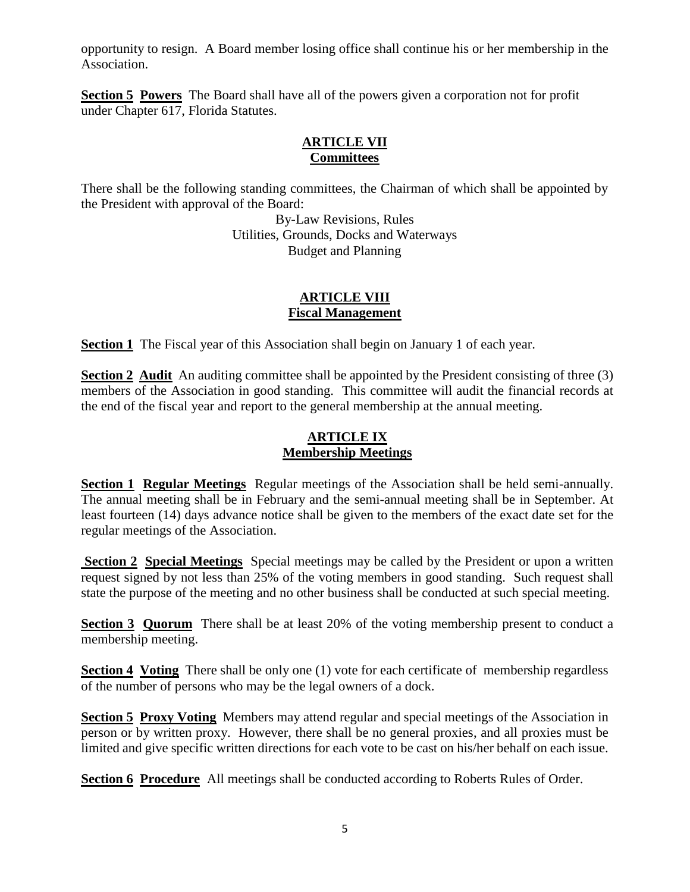opportunity to resign. A Board member losing office shall continue his or her membership in the Association.

**Section 5 Powers** The Board shall have all of the powers given a corporation not for profit under Chapter 617, Florida Statutes.

## ARTICLE VII
## Committees

There shall be the following standing committees, the Chairman of which shall be appointed by the President with approval of the Board:

By-Law Revisions, Rules
Utilities, Grounds, Docks and Waterways
Budget and Planning

## ARTICLE VIII
## Fiscal Management

**Section 1** The Fiscal year of this Association shall begin on January 1 of each year.

**Section 2 Audit** An auditing committee shall be appointed by the President consisting of three (3) members of the Association in good standing. This committee will audit the financial records at the end of the fiscal year and report to the general membership at the annual meeting.

## ARTICLE IX
## Membership Meetings

**Section 1 Regular Meetings** Regular meetings of the Association shall be held semi-annually. The annual meeting shall be in February and the semi-annual meeting shall be in September. At least fourteen (14) days advance notice shall be given to the members of the exact date set for the regular meetings of the Association.

**Section 2 Special Meetings** Special meetings may be called by the President or upon a written request signed by not less than 25% of the voting members in good standing. Such request shall state the purpose of the meeting and no other business shall be conducted at such special meeting.

**Section 3 Quorum** There shall be at least 20% of the voting membership present to conduct a membership meeting.

**Section 4 Voting** There shall be only one (1) vote for each certificate of membership regardless of the number of persons who may be the legal owners of a dock.

**Section 5 Proxy Voting** Members may attend regular and special meetings of the Association in person or by written proxy. However, there shall be no general proxies, and all proxies must be limited and give specific written directions for each vote to be cast on his/her behalf on each issue.

**Section 6 Procedure** All meetings shall be conducted according to Roberts Rules of Order.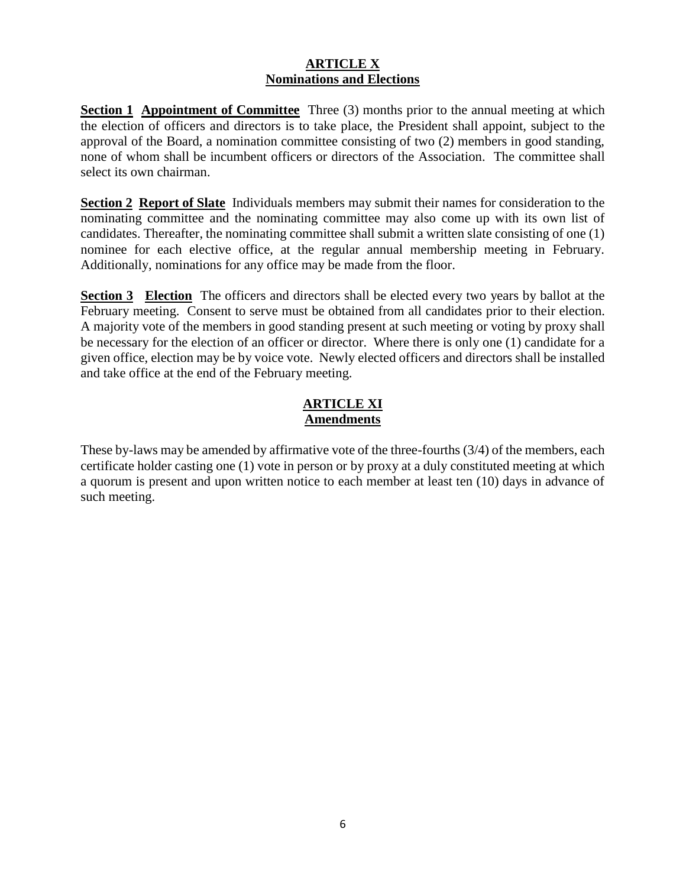## ARTICLE X
## Nominations and Elections

**Section 1 Appointment of Committee** Three (3) months prior to the annual meeting at which the election of officers and directors is to take place, the President shall appoint, subject to the approval of the Board, a nomination committee consisting of two (2) members in good standing, none of whom shall be incumbent officers or directors of the Association. The committee shall select its own chairman.

**Section 2 Report of Slate** Individuals members may submit their names for consideration to the nominating committee and the nominating committee may also come up with its own list of candidates. Thereafter, the nominating committee shall submit a written slate consisting of one (1) nominee for each elective office, at the regular annual membership meeting in February. Additionally, nominations for any office may be made from the floor.

**Section 3 Election** The officers and directors shall be elected every two years by ballot at the February meeting. Consent to serve must be obtained from all candidates prior to their election. A majority vote of the members in good standing present at such meeting or voting by proxy shall be necessary for the election of an officer or director. Where there is only one (1) candidate for a given office, election may be by voice vote. Newly elected officers and directors shall be installed and take office at the end of the February meeting.

## ARTICLE XI
## Amendments

These by-laws may be amended by affirmative vote of the three-fourths (3/4) of the members, each certificate holder casting one (1) vote in person or by proxy at a duly constituted meeting at which a quorum is present and upon written notice to each member at least ten (10) days in advance of such meeting.